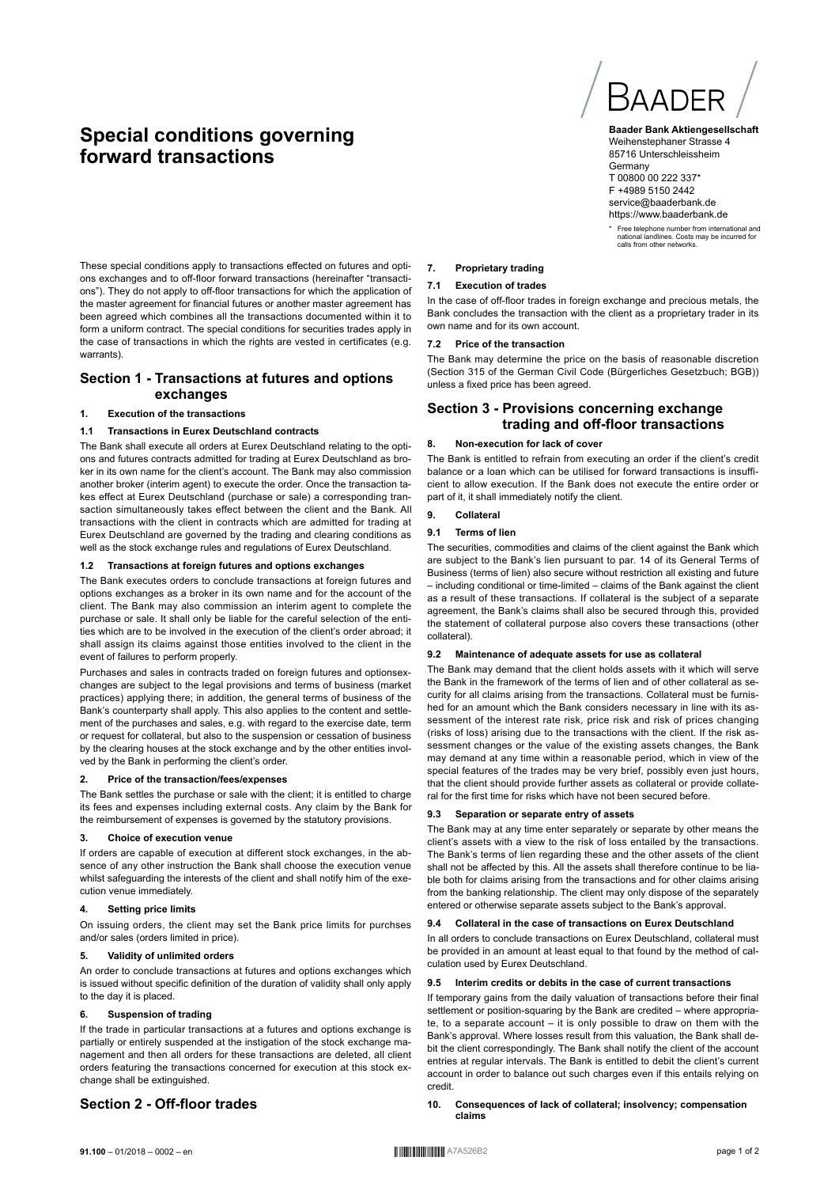# Special conditions governing forward transactions

**Baader Bank Aktiengesellschaft**
Weihenstephaner Strasse 4
85716 Unterschleissheim
Germany
T 00800 00 222 337*
F +4989 5150 2442
service@baaderbank.de
https://www.baaderbank.de

\* Free telephone number from international and national landlines. Costs may be incurred for calls from other networks.

These special conditions apply to transactions effected on futures and options exchanges and to off-floor forward transactions (hereinafter "transactions"). They do not apply to off-floor transactions for which the application of the master agreement for financial futures or another master agreement has been agreed which combines all the transactions documented within it to form a uniform contract. The special conditions for securities trades apply in the case of transactions in which the rights are vested in certificates (e.g. warrants).

## Section 1 - Transactions at futures and options exchanges

### 1. Execution of the transactions

#### 1.1 Transactions in Eurex Deutschland contracts

The Bank shall execute all orders at Eurex Deutschland relating to the options and futures contracts admitted for trading at Eurex Deutschland as broker in its own name for the client's account. The Bank may also commission another broker (interim agent) to execute the order. Once the transaction takes effect at Eurex Deutschland (purchase or sale) a corresponding transaction simultaneously takes effect between the client and the Bank. All transactions with the client in contracts which are admitted for trading at Eurex Deutschland are governed by the trading and clearing conditions as well as the stock exchange rules and regulations of Eurex Deutschland.

#### 1.2 Transactions at foreign futures and options exchanges

The Bank executes orders to conclude transactions at foreign futures and options exchanges as a broker in its own name and for the account of the client. The Bank may also commission an interim agent to complete the purchase or sale. It shall only be liable for the careful selection of the entities which are to be involved in the execution of the client's order abroad; it shall assign its claims against those entities involved to the client in the event of failures to perform properly.

Purchases and sales in contracts traded on foreign futures and optionsexchanges are subject to the legal provisions and terms of business (market practices) applying there; in addition, the general terms of business of the Bank's counterparty shall apply. This also applies to the content and settlement of the purchases and sales, e.g. with regard to the exercise date, term or request for collateral, but also to the suspension or cessation of business by the clearing houses at the stock exchange and by the other entities involved by the Bank in performing the client's order.

### 2. Price of the transaction/fees/expenses

The Bank settles the purchase or sale with the client; it is entitled to charge its fees and expenses including external costs. Any claim by the Bank for the reimbursement of expenses is governed by the statutory provisions.

### 3. Choice of execution venue

If orders are capable of execution at different stock exchanges, in the absence of any other instruction the Bank shall choose the execution venue whilst safeguarding the interests of the client and shall notify him of the execution venue immediately.

### 4. Setting price limits

On issuing orders, the client may set the Bank price limits for purchses and/or sales (orders limited in price).

### 5. Validity of unlimited orders

An order to conclude transactions at futures and options exchanges which is issued without specific definition of the duration of validity shall only apply to the day it is placed.

### 6. Suspension of trading

If the trade in particular transactions at a futures and options exchange is partially or entirely suspended at the instigation of the stock exchange management and then all orders for these transactions are deleted, all client orders featuring the transactions concerned for execution at this stock exchange shall be extinguished.

## Section 2 - Off-floor trades

### 7. Proprietary trading

#### 7.1 Execution of trades

In the case of off-floor trades in foreign exchange and precious metals, the Bank concludes the transaction with the client as a proprietary trader in its own name and for its own account.

#### 7.2 Price of the transaction

The Bank may determine the price on the basis of reasonable discretion (Section 315 of the German Civil Code (Bürgerliches Gesetzbuch; BGB)) unless a fixed price has been agreed.

## Section 3 - Provisions concerning exchange trading and off-floor transactions

### 8. Non-execution for lack of cover

The Bank is entitled to refrain from executing an order if the client's credit balance or a loan which can be utilised for forward transactions is insufficient to allow execution. If the Bank does not execute the entire order or part of it, it shall immediately notify the client.

### 9. Collateral

#### 9.1 Terms of lien

The securities, commodities and claims of the client against the Bank which are subject to the Bank's lien pursuant to par. 14 of its General Terms of Business (terms of lien) also secure without restriction all existing and future – including conditional or time-limited – claims of the Bank against the client as a result of these transactions. If collateral is the subject of a separate agreement, the Bank's claims shall also be secured through this, provided the statement of collateral purpose also covers these transactions (other collateral).

#### 9.2 Maintenance of adequate assets for use as collateral

The Bank may demand that the client holds assets with it which will serve the Bank in the framework of the terms of lien and of other collateral as security for all claims arising from the transactions. Collateral must be furnished for an amount which the Bank considers necessary in line with its assessment of the interest rate risk, price risk and risk of prices changing (risks of loss) arising due to the transactions with the client. If the risk assessment changes or the value of the existing assets changes, the Bank may demand at any time within a reasonable period, which in view of the special features of the trades may be very brief, possibly even just hours, that the client should provide further assets as collateral or provide collateral for the first time for risks which have not been secured before.

#### 9.3 Separation or separate entry of assets

The Bank may at any time enter separately or separate by other means the client's assets with a view to the risk of loss entailed by the transactions. The Bank's terms of lien regarding these and the other assets of the client shall not be affected by this. All the assets shall therefore continue to be liable both for claims arising from the transactions and for other claims arising from the banking relationship. The client may only dispose of the separately entered or otherwise separate assets subject to the Bank's approval.

#### 9.4 Collateral in the case of transactions on Eurex Deutschland

In all orders to conclude transactions on Eurex Deutschland, collateral must be provided in an amount at least equal to that found by the method of calculation used by Eurex Deutschland.

#### 9.5 Interim credits or debits in the case of current transactions

If temporary gains from the daily valuation of transactions before their final settlement or position-squaring by the Bank are credited – where appropriate, to a separate account – it is only possible to draw on them with the Bank's approval. Where losses result from this valuation, the Bank shall debit the client correspondingly. The Bank shall notify the client of the account entries at regular intervals. The Bank is entitled to debit the client's current account in order to balance out such charges even if this entails relying on credit.

### 10. Consequences of lack of collateral; insolvency; compensation claims

91.100 – 01/2018 – 0002 – en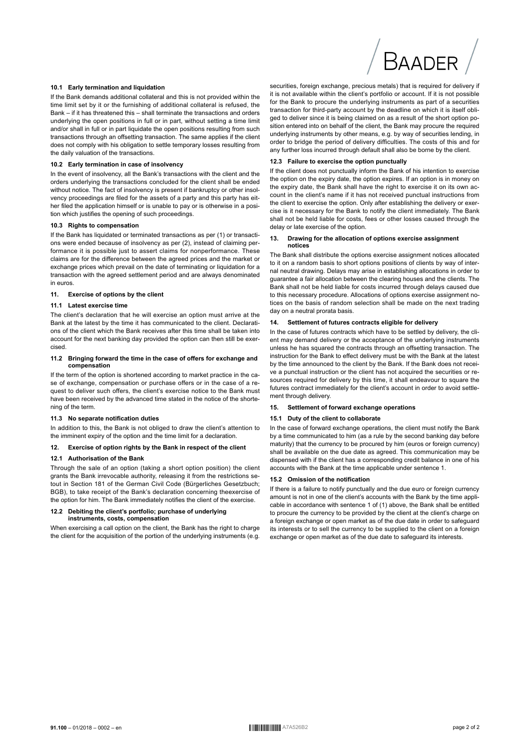#### 10.1 Early termination and liquidation

If the Bank demands additional collateral and this is not provided within the time limit set by it or the furnishing of additional collateral is refused, the Bank – if it has threatened this – shall terminate the transactions and orders underlying the open positions in full or in part, without setting a time limit and/or shall in full or in part liquidate the open positions resulting from such transactions through an offsetting transaction. The same applies if the client does not comply with his obligation to settle temporary losses resulting from the daily valuation of the transactions.

#### 10.2 Early termination in case of insolvency

In the event of insolvency, all the Bank's transactions with the client and the orders underlying the transactions concluded for the client shall be ended without notice. The fact of insolvency is present if bankruptcy or other insolvency proceedings are filed for the assets of a party and this party has either filed the application himself or is unable to pay or is otherwise in a position which justifies the opening of such proceedings.

#### 10.3 Rights to compensation

If the Bank has liquidated or terminated transactions as per (1) or transactions were ended because of insolvency as per (2), instead of claiming performance it is possible just to assert claims for nonperformance. These claims are for the difference between the agreed prices and the market or exchange prices which prevail on the date of terminating or liquidation for a transaction with the agreed settlement period and are always denominated in euros.

### 11. Exercise of options by the client

#### 11.1 Latest exercise time

The client's declaration that he will exercise an option must arrive at the Bank at the latest by the time it has communicated to the client. Declarations of the client which the Bank receives after this time shall be taken into account for the next banking day provided the option can then still be exercised.

#### 11.2 Bringing forward the time in the case of offers for exchange and compensation

If the term of the option is shortened according to market practice in the case of exchange, compensation or purchase offers or in the case of a request to deliver such offers, the client's exercise notice to the Bank must have been received by the advanced time stated in the notice of the shortening of the term.

#### 11.3 No separate notification duties

In addition to this, the Bank is not obliged to draw the client's attention to the imminent expiry of the option and the time limit for a declaration.

### 12. Exercise of option rights by the Bank in respect of the client

#### 12.1 Authorisation of the Bank

Through the sale of an option (taking a short option position) the client grants the Bank irrevocable authority, releasing it from the restrictions setout in Section 181 of the German Civil Code (Bürgerliches Gesetzbuch; BGB), to take receipt of the Bank's declaration concerning theexercise of the option for him. The Bank immediately notifies the client of the exercise.

#### 12.2 Debiting the client's portfolio; purchase of underlying instruments, costs, compensation

When exercising a call option on the client, the Bank has the right to charge the client for the acquisition of the portion of the underlying instruments (e.g. securities, foreign exchange, precious metals) that is required for delivery if it is not available within the client's portfolio or account. If it is not possible for the Bank to procure the underlying instruments as part of a securities transaction for third-party account by the deadline on which it is itself obliged to deliver since it is being claimed on as a result of the short option position entered into on behalf of the client, the Bank may procure the required underlying instruments by other means, e.g. by way of securities lending, in order to bridge the period of delivery difficulties. The costs of this and for any further loss incurred through default shall also be borne by the client.

#### 12.3 Failure to exercise the option punctually

If the client does not punctually inform the Bank of his intention to exercise the option on the expiry date, the option expires. If an option is in money on the expiry date, the Bank shall have the right to exercise it on its own account in the client's name if it has not received punctual instructions from the client to exercise the option. Only after establishing the delivery or exercise is it necessary for the Bank to notify the client immediately. The Bank shall not be held liable for costs, fees or other losses caused through the delay or late exercise of the option.

### 13. Drawing for the allocation of options exercise assignment notices

The Bank shall distribute the options exercise assignment notices allocated to it on a random basis to short options positions of clients by way of internal neutral drawing. Delays may arise in establishing allocations in order to guarantee a fair allocation between the clearing houses and the clients. The Bank shall not be held liable for costs incurred through delays caused due to this necessary procedure. Allocations of options exercise assignment notices on the basis of random selection shall be made on the next trading day on a neutral prorata basis.

### 14. Settlement of futures contracts eligible for delivery

In the case of futures contracts which have to be settled by delivery, the client may demand delivery or the acceptance of the underlying instruments unless he has squared the contracts through an offsetting transaction. The instruction for the Bank to effect delivery must be with the Bank at the latest by the time announced to the client by the Bank. If the Bank does not receive a punctual instruction or the client has not acquired the securities or resources required for delivery by this time, it shall endeavour to square the futures contract immediately for the client's account in order to avoid settlement through delivery.

### 15. Settlement of forward exchange operations

#### 15.1 Duty of the client to collaborate

In the case of forward exchange operations, the client must notify the Bank by a time communicated to him (as a rule by the second banking day before maturity) that the currency to be procured by him (euros or foreign currency) shall be available on the due date as agreed. This communication may be dispensed with if the client has a corresponding credit balance in one of his accounts with the Bank at the time applicable under sentence 1.

#### 15.2 Omission of the notification

If there is a failure to notify punctually and the due euro or foreign currency amount is not in one of the client's accounts with the Bank by the time applicable in accordance with sentence 1 of (1) above, the Bank shall be entitled to procure the currency to be provided by the client at the client's charge on a foreign exchange or open market as of the due date in order to safeguard its interests or to sell the currency to be supplied to the client on a foreign exchange or open market as of the due date to safeguard its interests.